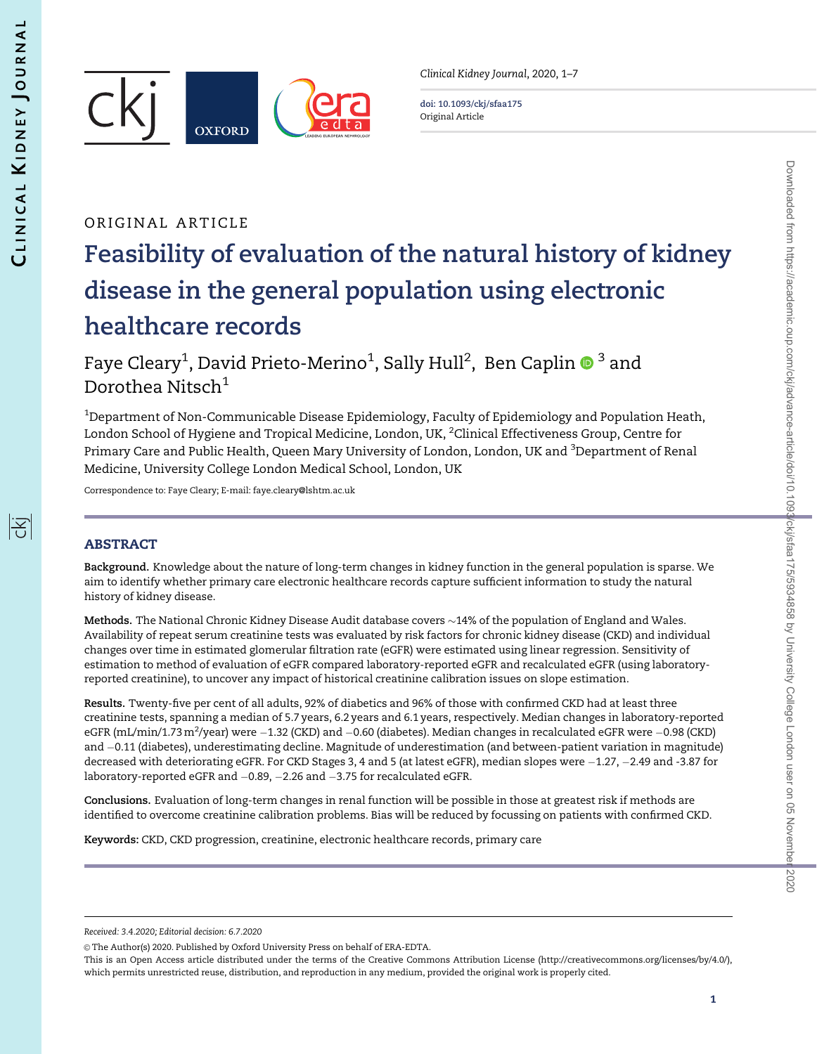ORIGINAL ARTICLE

# Feasibility of evaluation of the natural history of kidney disease in the general population using electronic healthcare records

Faye Cleary[1], David Prieto-Merino[1], Sally Hull[2], Ben Caplin[3] and Dorothea Nitsch[1]

[1]Department of Non-Communicable Disease Epidemiology, Faculty of Epidemiology and Population Heath, London School of Hygiene and Tropical Medicine, London, UK, [2]Clinical Effectiveness Group, Centre for Primary Care and Public Health, Queen Mary University of London, London, UK and [3]Department of Renal Medicine, University College London Medical School, London, UK

Correspondence to: Faye Cleary; E-mail: faye.cleary@lshtm.ac.uk

## ABSTRACT

**Background.** Knowledge about the nature of long-term changes in kidney function in the general population is sparse. We aim to identify whether primary care electronic healthcare records capture sufficient information to study the natural history of kidney disease.

**Methods.** The National Chronic Kidney Disease Audit database covers ∼14% of the population of England and Wales. Availability of repeat serum creatinine tests was evaluated by risk factors for chronic kidney disease (CKD) and individual changes over time in estimated glomerular filtration rate (eGFR) were estimated using linear regression. Sensitivity of estimation to method of evaluation of eGFR compared laboratory-reported eGFR and recalculated eGFR (using laboratory-reported creatinine), to uncover any impact of historical creatinine calibration issues on slope estimation.

**Results.** Twenty-five per cent of all adults, 92% of diabetics and 96% of those with confirmed CKD had at least three creatinine tests, spanning a median of 5.7 years, 6.2 years and 6.1 years, respectively. Median changes in laboratory-reported eGFR (mL/min/1.73 $m^2$/year) were −1.32 (CKD) and −0.60 (diabetes). Median changes in recalculated eGFR were −0.98 (CKD) and −0.11 (diabetes), underestimating decline. Magnitude of underestimation (and between-patient variation in magnitude) decreased with deteriorating eGFR. For CKD Stages 3, 4 and 5 (at latest eGFR), median slopes were −1.27, −2.49 and -3.87 for laboratory-reported eGFR and −0.89, −2.26 and −3.75 for recalculated eGFR.

**Conclusions.** Evaluation of long-term changes in renal function will be possible in those at greatest risk if methods are identified to overcome creatinine calibration problems. Bias will be reduced by focussing on patients with confirmed CKD.

**Keywords:** CKD, CKD progression, creatinine, electronic healthcare records, primary care

*Received: 3.4.2020; Editorial decision: 6.7.2020*

© The Author(s) 2020. Published by Oxford University Press on behalf of ERA-EDTA.
This is an Open Access article distributed under the terms of the Creative Commons Attribution License (http://creativecommons.org/licenses/by/4.0/), which permits unrestricted reuse, distribution, and reproduction in any medium, provided the original work is properly cited.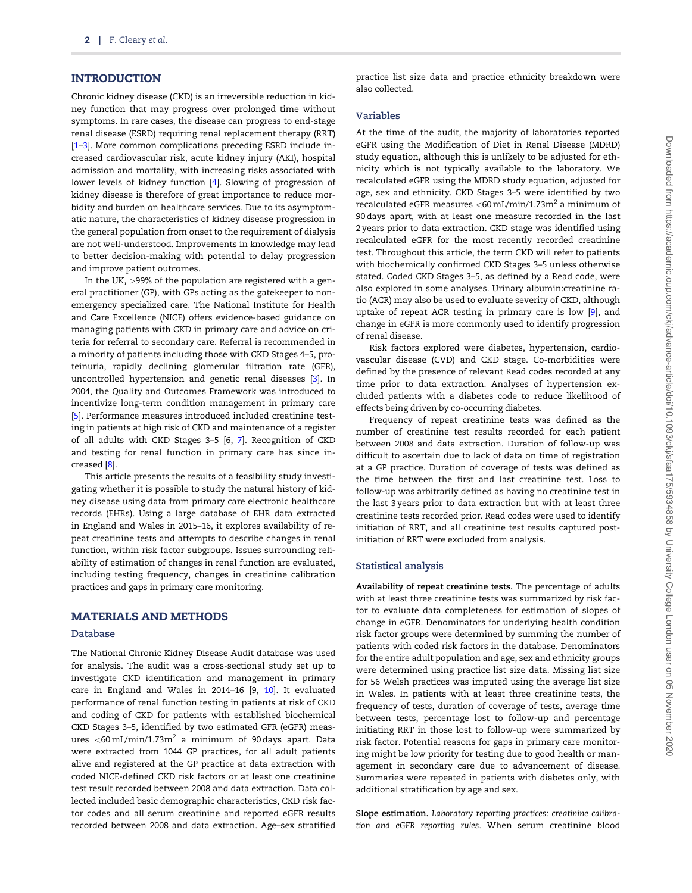## INTRODUCTION

Chronic kidney disease (CKD) is an irreversible reduction in kidney function that may progress over prolonged time without symptoms. In rare cases, the disease can progress to end-stage renal disease (ESRD) requiring renal replacement therapy (RRT) [1–3]. More common complications preceding ESRD include increased cardiovascular risk, acute kidney injury (AKI), hospital admission and mortality, with increasing risks associated with lower levels of kidney function [4]. Slowing of progression of kidney disease is therefore of great importance to reduce morbidity and burden on healthcare services. Due to its asymptomatic nature, the characteristics of kidney disease progression in the general population from onset to the requirement of dialysis are not well-understood. Improvements in knowledge may lead to better decision-making with potential to delay progression and improve patient outcomes.

In the UK, >99% of the population are registered with a general practitioner (GP), with GPs acting as the gatekeeper to non-emergency specialized care. The National Institute for Health and Care Excellence (NICE) offers evidence-based guidance on managing patients with CKD in primary care and advice on criteria for referral to secondary care. Referral is recommended in a minority of patients including those with CKD Stages 4–5, proteinuria, rapidly declining glomerular filtration rate (GFR), uncontrolled hypertension and genetic renal diseases [3]. In 2004, the Quality and Outcomes Framework was introduced to incentivize long-term condition management in primary care [5]. Performance measures introduced included creatinine testing in patients at high risk of CKD and maintenance of a register of all adults with CKD Stages 3–5 [6, 7]. Recognition of CKD and testing for renal function in primary care has since increased [8].

This article presents the results of a feasibility study investigating whether it is possible to study the natural history of kidney disease using data from primary care electronic healthcare records (EHRs). Using a large database of EHR data extracted in England and Wales in 2015–16, it explores availability of repeat creatinine tests and attempts to describe changes in renal function, within risk factor subgroups. Issues surrounding reliability of estimation of changes in renal function are evaluated, including testing frequency, changes in creatinine calibration practices and gaps in primary care monitoring.

## MATERIALS AND METHODS

### Database

The National Chronic Kidney Disease Audit database was used for analysis. The audit was a cross-sectional study set up to investigate CKD identification and management in primary care in England and Wales in 2014–16 [9, 10]. It evaluated performance of renal function testing in patients at risk of CKD and coding of CKD for patients with established biochemical CKD Stages 3–5, identified by two estimated GFR (eGFR) measures <60 mL/min/1.73m$^2$ a minimum of 90 days apart. Data were extracted from 1044 GP practices, for all adult patients alive and registered at the GP practice at data extraction with coded NICE-defined CKD risk factors or at least one creatinine test result recorded between 2008 and data extraction. Data collected included basic demographic characteristics, CKD risk factor codes and all serum creatinine and reported eGFR results recorded between 2008 and data extraction. Age–sex stratified practice list size data and practice ethnicity breakdown were also collected.

### Variables

At the time of the audit, the majority of laboratories reported eGFR using the Modification of Diet in Renal Disease (MDRD) study equation, although this is unlikely to be adjusted for ethnicity which is not typically available to the laboratory. We recalculated eGFR using the MDRD study equation, adjusted for age, sex and ethnicity. CKD Stages 3–5 were identified by two recalculated eGFR measures <60 mL/min/1.73m$^2$ a minimum of 90 days apart, with at least one measure recorded in the last 2 years prior to data extraction. CKD stage was identified using recalculated eGFR for the most recently recorded creatinine test. Throughout this article, the term CKD will refer to patients with biochemically confirmed CKD Stages 3–5 unless otherwise stated. Coded CKD Stages 3–5, as defined by a Read code, were also explored in some analyses. Urinary albumin:creatinine ratio (ACR) may also be used to evaluate severity of CKD, although uptake of repeat ACR testing in primary care is low [9], and change in eGFR is more commonly used to identify progression of renal disease.

Risk factors explored were diabetes, hypertension, cardiovascular disease (CVD) and CKD stage. Co-morbidities were defined by the presence of relevant Read codes recorded at any time prior to data extraction. Analyses of hypertension excluded patients with a diabetes code to reduce likelihood of effects being driven by co-occurring diabetes.

Frequency of repeat creatinine tests was defined as the number of creatinine test results recorded for each patient between 2008 and data extraction. Duration of follow-up was difficult to ascertain due to lack of data on time of registration at a GP practice. Duration of coverage of tests was defined as the time between the first and last creatinine test. Loss to follow-up was arbitrarily defined as having no creatinine test in the last 3 years prior to data extraction but with at least three creatinine tests recorded prior. Read codes were used to identify initiation of RRT, and all creatinine test results captured post-initiation of RRT were excluded from analysis.

### Statistical analysis

**Availability of repeat creatinine tests.** The percentage of adults with at least three creatinine tests was summarized by risk factor to evaluate data completeness for estimation of slopes of change in eGFR. Denominators for underlying health condition risk factor groups were determined by summing the number of patients with coded risk factors in the database. Denominators for the entire adult population and age, sex and ethnicity groups were determined using practice list size data. Missing list size for 56 Welsh practices was imputed using the average list size in Wales. In patients with at least three creatinine tests, the frequency of tests, duration of coverage of tests, average time between tests, percentage lost to follow-up and percentage initiating RRT in those lost to follow-up were summarized by risk factor. Potential reasons for gaps in primary care monitoring might be low priority for testing due to good health or management in secondary care due to advancement of disease. Summaries were repeated in patients with diabetes only, with additional stratification by age and sex.

**Slope estimation.** *Laboratory reporting practices: creatinine calibration and eGFR reporting rules.* When serum creatinine blood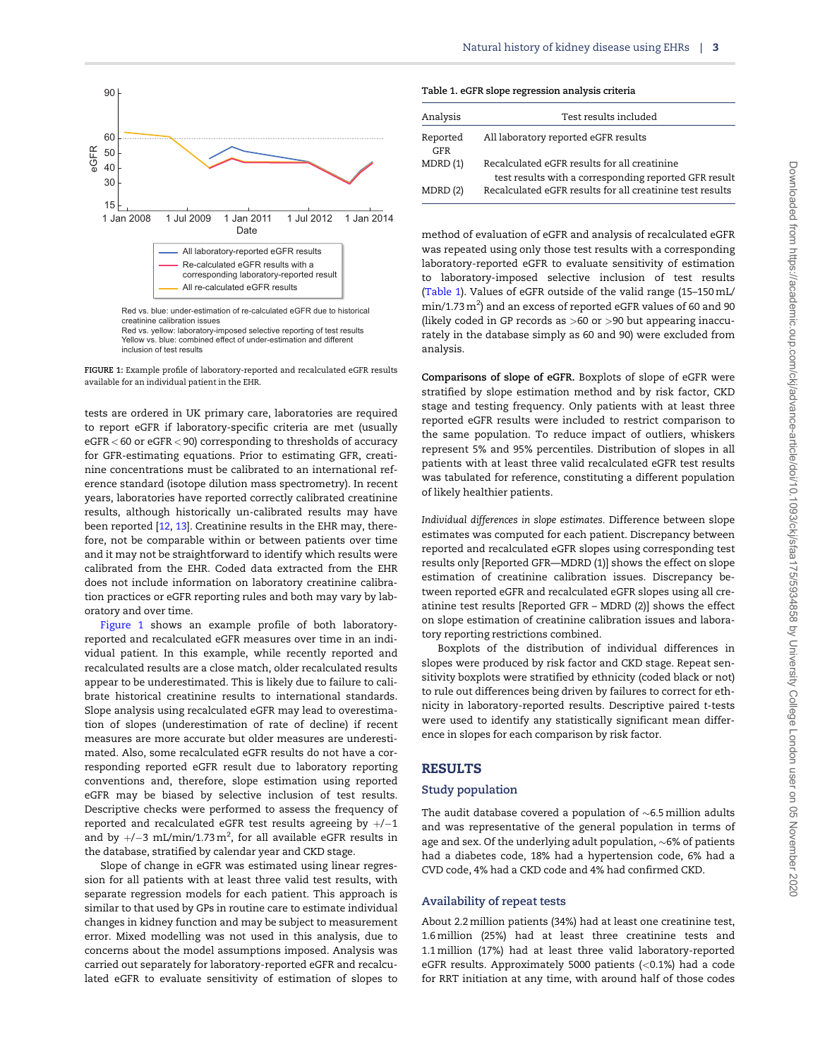90

60

50

40

30

15

eGFR

1 Jan 2008 1 Jul 2009 1 Jan 2011 1 Jul 2012 1 Jan 2014

Date

All laboratory-reported eGFR results

Re-calculated eGFR results with a corresponding laboratory-reported result

All re-calculated eGFR results

Red vs. blue: under-estimation of re-calculated eGFR due to historical creatinine calibration issues
Red vs. yellow: laboratory-imposed selective reporting of test results
Yellow vs. blue: combined effect of under-estimation and different inclusion of test results

FIGURE 1: Example profile of laboratory-reported and recalculated eGFR results available for an individual patient in the EHR.

tests are ordered in UK primary care, laboratories are required to report eGFR if laboratory-specific criteria are met (usually eGFR < 60 or eGFR < 90) corresponding to thresholds of accuracy for GFR-estimating equations. Prior to estimating GFR, creatinine concentrations must be calibrated to an international reference standard (isotope dilution mass spectrometry). In recent years, laboratories have reported correctly calibrated creatinine results, although historically un-calibrated results may have been reported [12, 13]. Creatinine results in the EHR may, therefore, not be comparable within or between patients over time and it may not be straightforward to identify which results were calibrated from the EHR. Coded data extracted from the EHR does not include information on laboratory creatinine calibration practices or eGFR reporting rules and both may vary by laboratory and over time.

Figure 1 shows an example profile of both laboratory-reported and recalculated eGFR measures over time in an individual patient. In this example, while recently reported and recalculated results are a close match, older recalculated results appear to be underestimated. This is likely due to failure to calibrate historical creatinine results to international standards. Slope analysis using recalculated eGFR may lead to overestimation of slopes (underestimation of rate of decline) if recent measures are more accurate but older measures are underestimated. Also, some recalculated eGFR results do not have a corresponding reported eGFR result due to laboratory reporting conventions and, therefore, slope estimation using reported eGFR may be biased by selective inclusion of test results. Descriptive checks were performed to assess the frequency of reported and recalculated eGFR test results agreeing by +/−1 and by +/−3 mL/min/1.73 m$^2$, for all available eGFR results in the database, stratified by calendar year and CKD stage.

Slope of change in eGFR was estimated using linear regression for all patients with at least three valid test results, with separate regression models for each patient. This approach is similar to that used by GPs in routine care to estimate individual changes in kidney function and may be subject to measurement error. Mixed modelling was not used in this analysis, due to concerns about the model assumptions imposed. Analysis was carried out separately for laboratory-reported eGFR and recalculated eGFR to evaluate sensitivity of estimation of slopes to method of evaluation of eGFR and analysis of recalculated eGFR was repeated using only those test results with a corresponding laboratory-reported eGFR to evaluate sensitivity of estimation to laboratory-imposed selective inclusion of test results (Table 1). Values of eGFR outside of the valid range (15–150 mL/min/1.73 m$^2$) and an excess of reported eGFR values of 60 and 90 (likely coded in GP records as >60 or >90 but appearing inaccurately in the database simply as 60 and 90) were excluded from analysis.

Table 1. eGFR slope regression analysis criteria

| Analysis | Test results included |
|---|---|
| Reported GFR | All laboratory reported eGFR results |
| MDRD (1) | Recalculated eGFR results for all creatinine test results with a corresponding reported GFR result |
| MDRD (2) | Recalculated eGFR results for all creatinine test results |

**Comparisons of slope of eGFR.** Boxplots of slope of eGFR were stratified by slope estimation method and by risk factor, CKD stage and testing frequency. Only patients with at least three reported eGFR results were included to restrict comparison to the same population. To reduce impact of outliers, whiskers represent 5% and 95% percentiles. Distribution of slopes in all patients with at least three valid recalculated eGFR test results was tabulated for reference, constituting a different population of likely healthier patients.

*Individual differences in slope estimates.* Difference between slope estimates was computed for each patient. Discrepancy between reported and recalculated eGFR slopes using corresponding test results only [Reported GFR—MDRD (1)] shows the effect on slope estimation of creatinine calibration issues. Discrepancy between reported eGFR and recalculated eGFR slopes using all creatinine test results [Reported GFR – MDRD (2)] shows the effect on slope estimation of creatinine calibration issues and laboratory reporting restrictions combined.

Boxplots of the distribution of individual differences in slopes were produced by risk factor and CKD stage. Repeat sensitivity boxplots were stratified by ethnicity (coded black or not) to rule out differences being driven by failures to correct for ethnicity in laboratory-reported results. Descriptive paired t-tests were used to identify any statistically significant mean difference in slopes for each comparison by risk factor.

## RESULTS

### Study population

The audit database covered a population of ∼6.5 million adults and was representative of the general population in terms of age and sex. Of the underlying adult population, ∼6% of patients had a diabetes code, 18% had a hypertension code, 6% had a CVD code, 4% had a CKD code and 4% had confirmed CKD.

### Availability of repeat tests

About 2.2 million patients (34%) had at least one creatinine test, 1.6 million (25%) had at least three creatinine tests and 1.1 million (17%) had at least three valid laboratory-reported eGFR results. Approximately 5000 patients (<0.1%) had a code for RRT initiation at any time, with around half of those codes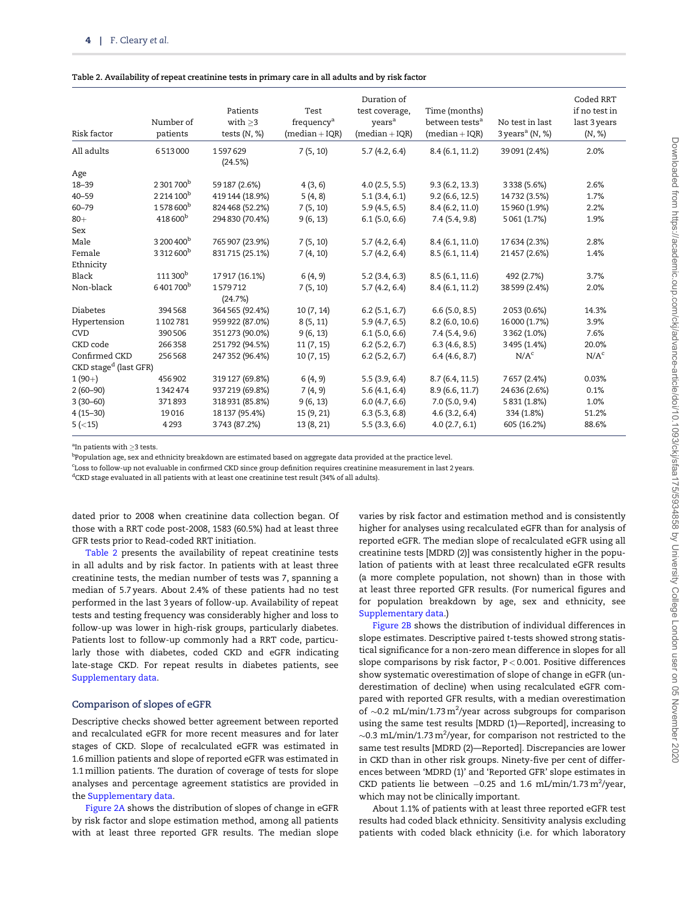Table 2. Availability of repeat creatinine tests in primary care in all adults and by risk factor

| Risk factor | Number of patients | Patients with ≥3 tests (N, %) | Test frequency[a] (median + IQR) | Duration of test coverage, years[a] (median + IQR) | Time (months) between tests[a] (median + IQR) | No test in last 3 years[a] (N, %) | Coded RRT if no test in last 3 years (N, %) |
|---|---|---|---|---|---|---|---|
| All adults | 6 513 000 | 1 597 629 (24.5%) | 7 (5, 10) | 5.7 (4.2, 6.4) | 8.4 (6.1, 11.2) | 39 091 (2.4%) | 2.0% |
| Age | | | | | | | |
| 18–39 | 2 301 700[b] | 59 187 (2.6%) | 4 (3, 6) | 4.0 (2.5, 5.5) | 9.3 (6.2, 13.3) | 3 338 (5.6%) | 2.6% |
| 40–59 | 2 214 100[b] | 419 144 (18.9%) | 5 (4, 8) | 5.1 (3.4, 6.1) | 9.2 (6.6, 12.5) | 14 732 (3.5%) | 1.7% |
| 60–79 | 1 578 600[b] | 824 468 (52.2%) | 7 (5, 10) | 5.9 (4.5, 6.5) | 8.4 (6.2, 11.0) | 15 960 (1.9%) | 2.2% |
| 80+ | 418 600[b] | 294 830 (70.4%) | 9 (6, 13) | 6.1 (5.0, 6.6) | 7.4 (5.4, 9.8) | 5 061 (1.7%) | 1.9% |
| Sex | | | | | | | |
| Male | 3 200 400[b] | 765 907 (23.9%) | 7 (5, 10) | 5.7 (4.2, 6.4) | 8.4 (6.1, 11.0) | 17 634 (2.3%) | 2.8% |
| Female | 3 312 600[b] | 831 715 (25.1%) | 7 (4, 10) | 5.7 (4.2, 6.4) | 8.5 (6.1, 11.4) | 21 457 (2.6%) | 1.4% |
| Ethnicity | | | | | | | |
| Black | 111 300[b] | 17 917 (16.1%) | 6 (4, 9) | 5.2 (3.4, 6.3) | 8.5 (6.1, 11.6) | 492 (2.7%) | 3.7% |
| Non-black | 6 401 700[b] | 1 579 712 (24.7%) | 7 (5, 10) | 5.7 (4.2, 6.4) | 8.4 (6.1, 11.2) | 38 599 (2.4%) | 2.0% |
| Diabetes | 394 568 | 364 565 (92.4%) | 10 (7, 14) | 6.2 (5.1, 6.7) | 6.6 (5.0, 8.5) | 2 053 (0.6%) | 14.3% |
| Hypertension | 1 102 781 | 959 922 (87.0%) | 8 (5, 11) | 5.9 (4.7, 6.5) | 8.2 (6.0, 10.6) | 16 000 (1.7%) | 3.9% |
| CVD | 390 506 | 351 273 (90.0%) | 9 (6, 13) | 6.1 (5.0, 6.6) | 7.4 (5.4, 9.6) | 3 362 (1.0%) | 7.6% |
| CKD code | 266 358 | 251 792 (94.5%) | 11 (7, 15) | 6.2 (5.2, 6.7) | 6.3 (4.6, 8.5) | 3 495 (1.4%) | 20.0% |
| Confirmed CKD | 256 568 | 247 352 (96.4%) | 10 (7, 15) | 6.2 (5.2, 6.7) | 6.4 (4.6, 8.7) | N/A[c] | N/A[c] |
| CKD stage[d] (last GFR) | | | | | | | |
| 1 (90+) | 456 902 | 319 127 (69.8%) | 6 (4, 9) | 5.5 (3.9, 6.4) | 8.7 (6.4, 11.5) | 7 657 (2.4%) | 0.03% |
| 2 (60–90) | 1 342 474 | 937 219 (69.8%) | 7 (4, 9) | 5.6 (4.1, 6.4) | 8.9 (6.6, 11.7) | 24 636 (2.6%) | 0.1% |
| 3 (30–60) | 371 893 | 318 931 (85.8%) | 9 (6, 13) | 6.0 (4.7, 6.6) | 7.0 (5.0, 9.4) | 5 831 (1.8%) | 1.0% |
| 4 (15–30) | 19 016 | 18 137 (95.4%) | 15 (9, 21) | 6.3 (5.3, 6.8) | 4.6 (3.2, 6.4) | 334 (1.8%) | 51.2% |
| 5 (<15) | 4 293 | 3 743 (87.2%) | 13 (8, 21) | 5.5 (3.3, 6.6) | 4.0 (2.7, 6.1) | 605 (16.2%) | 88.6% |

[a]In patients with ≥3 tests.
[b]Population age, sex and ethnicity breakdown are estimated based on aggregate data provided at the practice level.
[c]Loss to follow-up not evaluable in confirmed CKD since group definition requires creatinine measurement in last 2 years.
[d]CKD stage evaluated in all patients with at least one creatinine test result (34% of all adults).

dated prior to 2008 when creatinine data collection began. Of those with a RRT code post-2008, 1583 (60.5%) had at least three GFR tests prior to Read-coded RRT initiation.

Table 2 presents the availability of repeat creatinine tests in all adults and by risk factor. In patients with at least three creatinine tests, the median number of tests was 7, spanning a median of 5.7 years. About 2.4% of these patients had no test performed in the last 3 years of follow-up. Availability of repeat tests and testing frequency was considerably higher and loss to follow-up was lower in high-risk groups, particularly diabetes. Patients lost to follow-up commonly had a RRT code, particularly those with diabetes, coded CKD and eGFR indicating late-stage CKD. For repeat results in diabetes patients, see Supplementary data.

### Comparison of slopes of eGFR

Descriptive checks showed better agreement between reported and recalculated eGFR for more recent measures and for later stages of CKD. Slope of recalculated eGFR was estimated in 1.6 million patients and slope of reported eGFR was estimated in 1.1 million patients. The duration of coverage of tests for slope analyses and percentage agreement statistics are provided in the Supplementary data.

Figure 2A shows the distribution of slopes of change in eGFR by risk factor and slope estimation method, among all patients with at least three reported GFR results. The median slope varies by risk factor and estimation method and is consistently higher for analyses using recalculated eGFR than for analysis of reported eGFR. The median slope of recalculated eGFR using all creatinine tests [MDRD (2)] was consistently higher in the population of patients with at least three recalculated eGFR results (a more complete population, not shown) than in those with at least three reported GFR results. (For numerical figures and for population breakdown by age, sex and ethnicity, see Supplementary data.)

Figure 2B shows the distribution of individual differences in slope estimates. Descriptive paired t-tests showed strong statistical significance for a non-zero mean difference in slopes for all slope comparisons by risk factor, $P < 0.001$. Positive differences show systematic overestimation of slope of change in eGFR (underestimation of decline) when using recalculated eGFR compared with reported GFR results, with a median overestimation of $\sim$0.2 mL/min/1.73 $m^2$/year across subgroups for comparison using the same test results [MDRD (1)—Reported], increasing to $\sim$0.3 mL/min/1.73 $m^2$/year, for comparison not restricted to the same test results [MDRD (2)—Reported]. Discrepancies are lower in CKD than in other risk groups. Ninety-five per cent of differences between 'MDRD (1)' and 'Reported GFR' slope estimates in CKD patients lie between −0.25 and 1.6 mL/min/1.73 $m^2$/year, which may not be clinically important.

About 1.1% of patients with at least three reported eGFR test results had coded black ethnicity. Sensitivity analysis excluding patients with coded black ethnicity (i.e. for which laboratory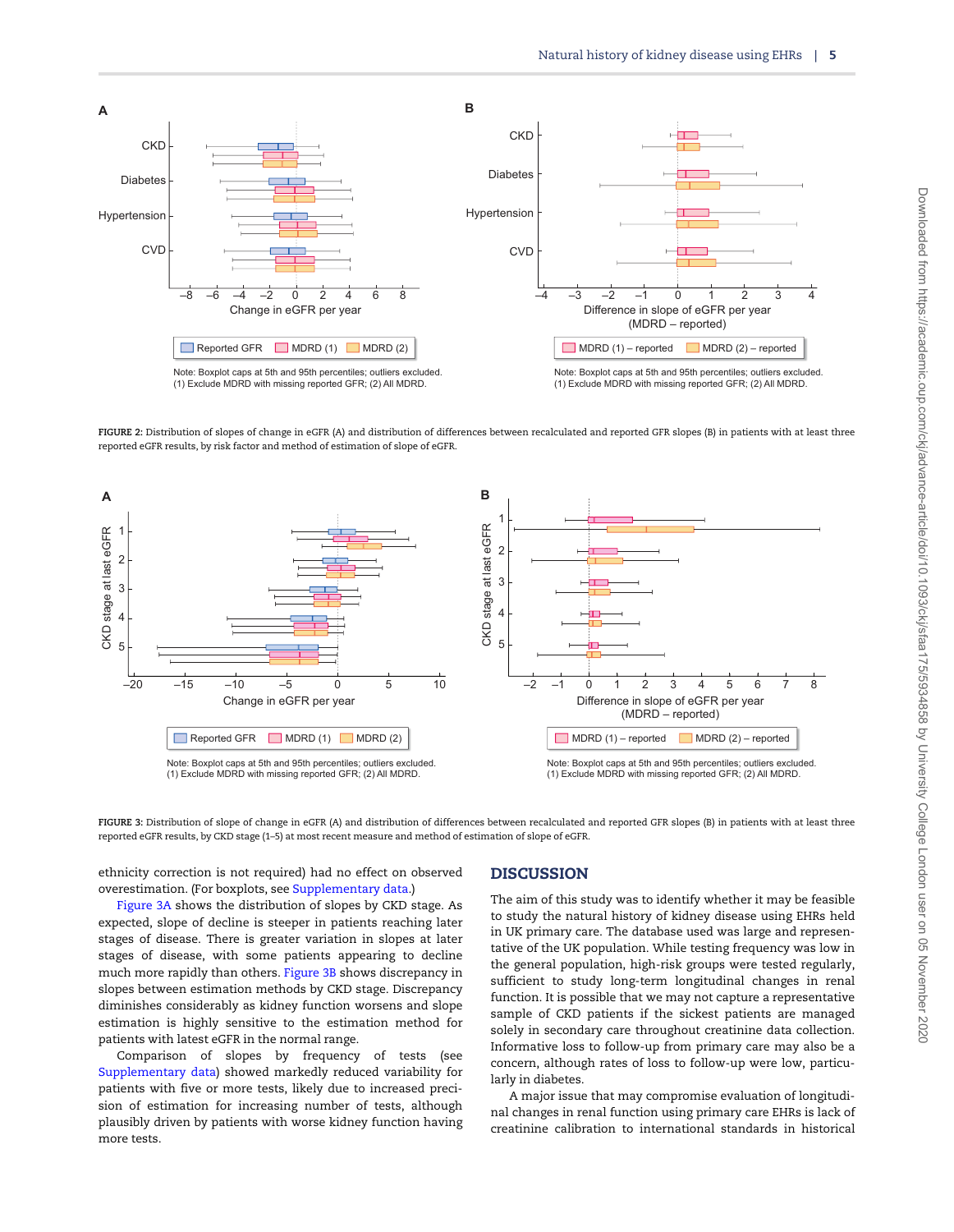A

CKD
Diabetes
Hypertension
CVD

−8 −6 −4 −2 0 2 4 6 8
Change in eGFR per year

Reported GFR  MDRD (1)  MDRD (2)

Note: Boxplot caps at 5th and 95th percentiles; outliers excluded.
(1) Exclude MDRD with missing reported GFR; (2) All MDRD.

B

CKD
Diabetes
Hypertension
CVD

−4 −3 −2 −1 0 1 2 3 4
Difference in slope of eGFR per year
(MDRD – reported)

MDRD (1) – reported  MDRD (2) – reported

Note: Boxplot caps at 5th and 95th percentiles; outliers excluded.
(1) Exclude MDRD with missing reported GFR; (2) All MDRD.

FIGURE 2: Distribution of slopes of change in eGFR (A) and distribution of differences between recalculated and reported GFR slopes (B) in patients with at least three reported eGFR results, by risk factor and method of estimation of slope of eGFR.

A

CKD stage at last eGFR
1
2
3
4
5

−20 −15 −10 −5 0 5 10
Change in eGFR per year

Reported GFR  MDRD (1)  MDRD (2)

Note: Boxplot caps at 5th and 95th percentiles; outliers excluded.
(1) Exclude MDRD with missing reported GFR; (2) All MDRD.

B

CKD stage at last eGFR
1
2
3
4
5

−2 −1 0 1 2 3 4 5 6 7 8
Difference in slope of eGFR per year
(MDRD – reported)

MDRD (1) – reported  MDRD (2) – reported

Note: Boxplot caps at 5th and 95th percentiles; outliers excluded.
(1) Exclude MDRD with missing reported GFR; (2) All MDRD.

FIGURE 3: Distribution of slope of change in eGFR (A) and distribution of differences between recalculated and reported GFR slopes (B) in patients with at least three reported eGFR results, by CKD stage (1–5) at most recent measure and method of estimation of slope of eGFR.

ethnicity correction is not required) had no effect on observed overestimation. (For boxplots, see Supplementary data.)

Figure 3A shows the distribution of slopes by CKD stage. As expected, slope of decline is steeper in patients reaching later stages of disease. There is greater variation in slopes at later stages of disease, with some patients appearing to decline much more rapidly than others. Figure 3B shows discrepancy in slopes between estimation methods by CKD stage. Discrepancy diminishes considerably as kidney function worsens and slope estimation is highly sensitive to the estimation method for patients with latest eGFR in the normal range.

Comparison of slopes by frequency of tests (see Supplementary data) showed markedly reduced variability for patients with five or more tests, likely due to increased precision of estimation for increasing number of tests, although plausibly driven by patients with worse kidney function having more tests.

## DISCUSSION

The aim of this study was to identify whether it may be feasible to study the natural history of kidney disease using EHRs held in UK primary care. The database used was large and representative of the UK population. While testing frequency was low in the general population, high-risk groups were tested regularly, sufficient to study long-term longitudinal changes in renal function. It is possible that we may not capture a representative sample of CKD patients if the sickest patients are managed solely in secondary care throughout creatinine data collection. Informative loss to follow-up from primary care may also be a concern, although rates of loss to follow-up were low, particularly in diabetes.

A major issue that may compromise evaluation of longitudinal changes in renal function using primary care EHRs is lack of creatinine calibration to international standards in historical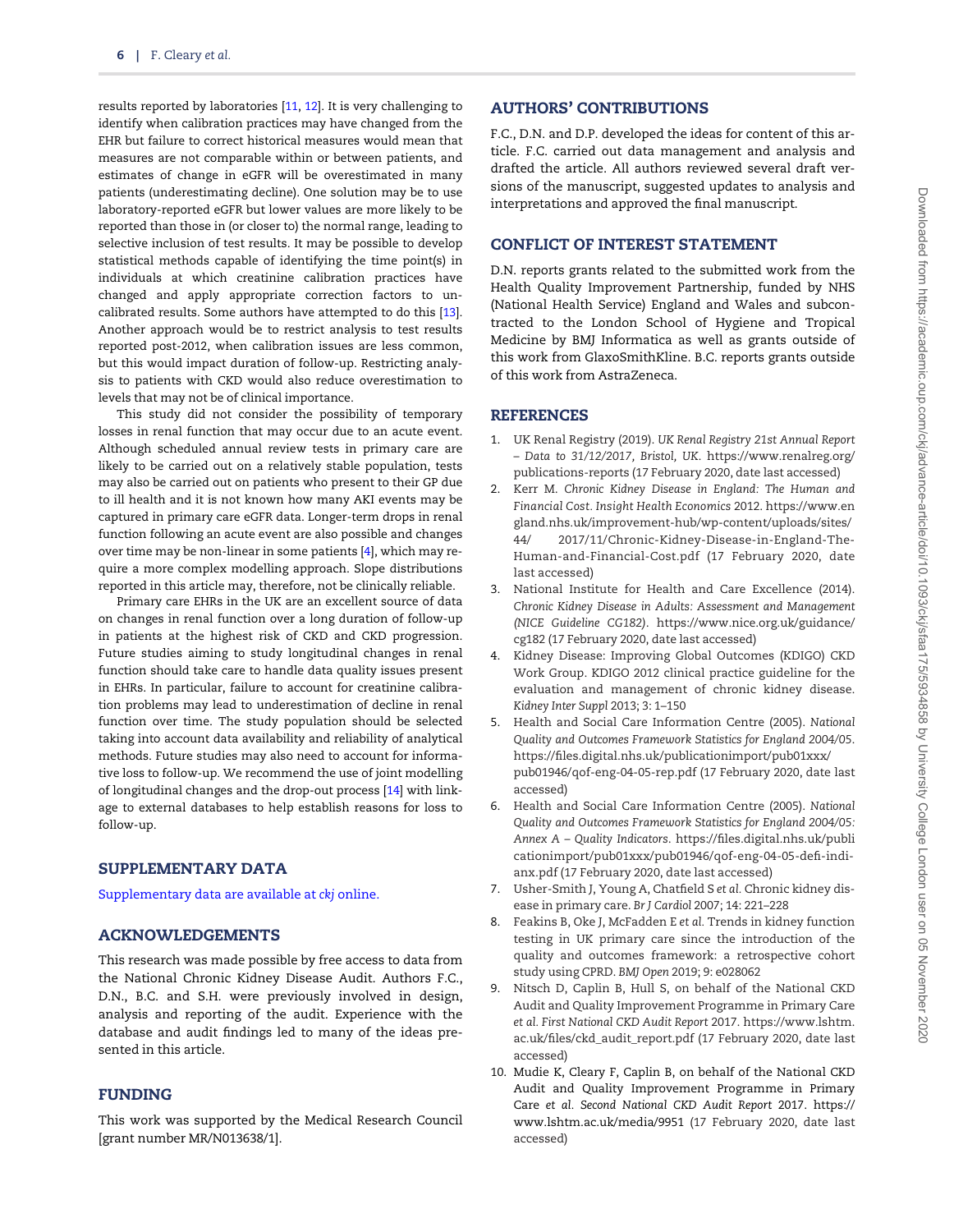results reported by laboratories [11, 12]. It is very challenging to identify when calibration practices may have changed from the EHR but failure to correct historical measures would mean that measures are not comparable within or between patients, and estimates of change in eGFR will be overestimated in many patients (underestimating decline). One solution may be to use laboratory-reported eGFR but lower values are more likely to be reported than those in (or closer to) the normal range, leading to selective inclusion of test results. It may be possible to develop statistical methods capable of identifying the time point(s) in individuals at which creatinine calibration practices have changed and apply appropriate correction factors to uncalibrated results. Some authors have attempted to do this [13]. Another approach would be to restrict analysis to test results reported post-2012, when calibration issues are less common, but this would impact duration of follow-up. Restricting analysis to patients with CKD would also reduce overestimation to levels that may not be of clinical importance.

This study did not consider the possibility of temporary losses in renal function that may occur due to an acute event. Although scheduled annual review tests in primary care are likely to be carried out on a relatively stable population, tests may also be carried out on patients who present to their GP due to ill health and it is not known how many AKI events may be captured in primary care eGFR data. Longer-term drops in renal function following an acute event are also possible and changes over time may be non-linear in some patients [4], which may require a more complex modelling approach. Slope distributions reported in this article may, therefore, not be clinically reliable.

Primary care EHRs in the UK are an excellent source of data on changes in renal function over a long duration of follow-up in patients at the highest risk of CKD and CKD progression. Future studies aiming to study longitudinal changes in renal function should take care to handle data quality issues present in EHRs. In particular, failure to account for creatinine calibration problems may lead to underestimation of decline in renal function over time. The study population should be selected taking into account data availability and reliability of analytical methods. Future studies may also need to account for informative loss to follow-up. We recommend the use of joint modelling of longitudinal changes and the drop-out process [14] with linkage to external databases to help establish reasons for loss to follow-up.

## SUPPLEMENTARY DATA

Supplementary data are available at *ckj* online.

## ACKNOWLEDGEMENTS

This research was made possible by free access to data from the National Chronic Kidney Disease Audit. Authors F.C., D.N., B.C. and S.H. were previously involved in design, analysis and reporting of the audit. Experience with the database and audit findings led to many of the ideas presented in this article.

## FUNDING

This work was supported by the Medical Research Council [grant number MR/N013638/1].

## AUTHORS' CONTRIBUTIONS

F.C., D.N. and D.P. developed the ideas for content of this article. F.C. carried out data management and analysis and drafted the article. All authors reviewed several draft versions of the manuscript, suggested updates to analysis and interpretations and approved the final manuscript.

## CONFLICT OF INTEREST STATEMENT

D.N. reports grants related to the submitted work from the Health Quality Improvement Partnership, funded by NHS (National Health Service) England and Wales and subcontracted to the London School of Hygiene and Tropical Medicine by BMJ Informatica as well as grants outside of this work from GlaxoSmithKline. B.C. reports grants outside of this work from AstraZeneca.

## REFERENCES

1. UK Renal Registry (2019). *UK Renal Registry 21st Annual Report – Data to 31/12/2017, Bristol, UK.* https://www.renalreg.org/publications-reports (17 February 2020, date last accessed)
2. Kerr M. *Chronic Kidney Disease in England: The Human and Financial Cost. Insight Health Economics* 2012. https://www.england.nhs.uk/improvement-hub/wp-content/uploads/sites/44/2017/11/Chronic-Kidney-Disease-in-England-The-Human-and-Financial-Cost.pdf (17 February 2020, date last accessed)
3. National Institute for Health and Care Excellence (2014). *Chronic Kidney Disease in Adults: Assessment and Management (NICE Guideline CG182).* https://www.nice.org.uk/guidance/cg182 (17 February 2020, date last accessed)
4. Kidney Disease: Improving Global Outcomes (KDIGO) CKD Work Group. KDIGO 2012 clinical practice guideline for the evaluation and management of chronic kidney disease. *Kidney Inter Suppl* 2013; 3: 1–150
5. Health and Social Care Information Centre (2005). *National Quality and Outcomes Framework Statistics for England 2004/05.* https://files.digital.nhs.uk/publicationimport/pub01xxx/pub01946/qof-eng-04-05-rep.pdf (17 February 2020, date last accessed)
6. Health and Social Care Information Centre (2005). *National Quality and Outcomes Framework Statistics for England 2004/05: Annex A – Quality Indicators.* https://files.digital.nhs.uk/publicationimport/pub01xxx/pub01946/qof-eng-04-05-defi-indi-anx.pdf (17 February 2020, date last accessed)
7. Usher-Smith J, Young A, Chatfield S *et al.* Chronic kidney disease in primary care. *Br J Cardiol* 2007; 14: 221–228
8. Feakins B, Oke J, McFadden E *et al.* Trends in kidney function testing in UK primary care since the introduction of the quality and outcomes framework: a retrospective cohort study using CPRD. *BMJ Open* 2019; 9: e028062
9. Nitsch D, Caplin B, Hull S, on behalf of the National CKD Audit and Quality Improvement Programme in Primary Care *et al. First National CKD Audit Report* 2017. https://www.lshtm.ac.uk/files/ckd_audit_report.pdf (17 February 2020, date last accessed)
10. Mudie K, Cleary F, Caplin B, on behalf of the National CKD Audit and Quality Improvement Programme in Primary Care *et al. Second National CKD Audit Report* 2017. https://www.lshtm.ac.uk/media/9951 (17 February 2020, date last accessed)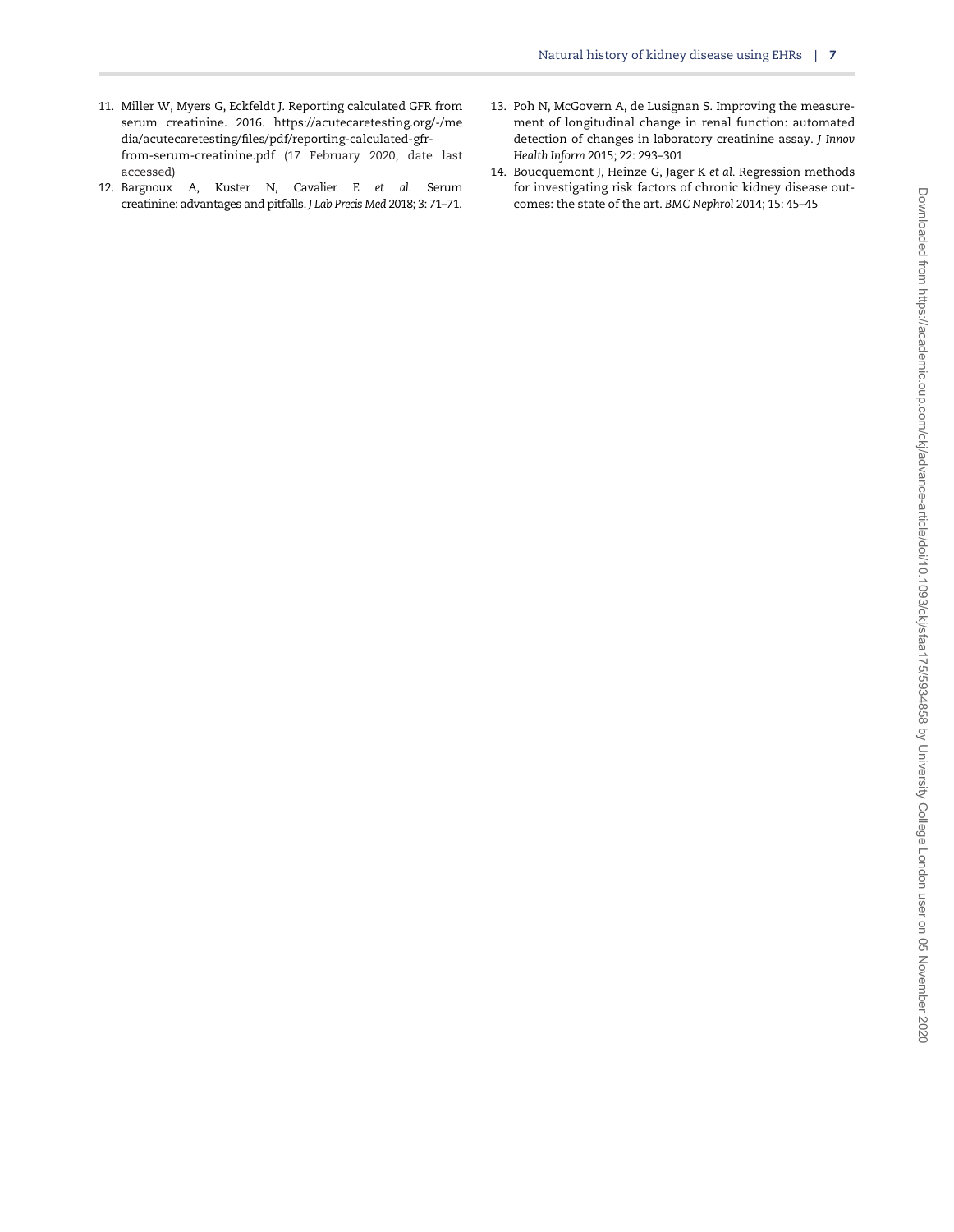11. Miller W, Myers G, Eckfeldt J. Reporting calculated GFR from serum creatinine. 2016. https://acutecaretesting.org/-/media/acutecaretesting/files/pdf/reporting-calculated-gfr-from-serum-creatinine.pdf (17 February 2020, date last accessed)
12. Bargnoux A, Kuster N, Cavalier E *et al.* Serum creatinine: advantages and pitfalls. *J Lab Precis Med* 2018; 3: 71–71.
13. Poh N, McGovern A, de Lusignan S. Improving the measurement of longitudinal change in renal function: automated detection of changes in laboratory creatinine assay. *J Innov Health Inform* 2015; 22: 293–301
14. Boucquemont J, Heinze G, Jager K *et al.* Regression methods for investigating risk factors of chronic kidney disease outcomes: the state of the art. *BMC Nephrol* 2014; 15: 45–45